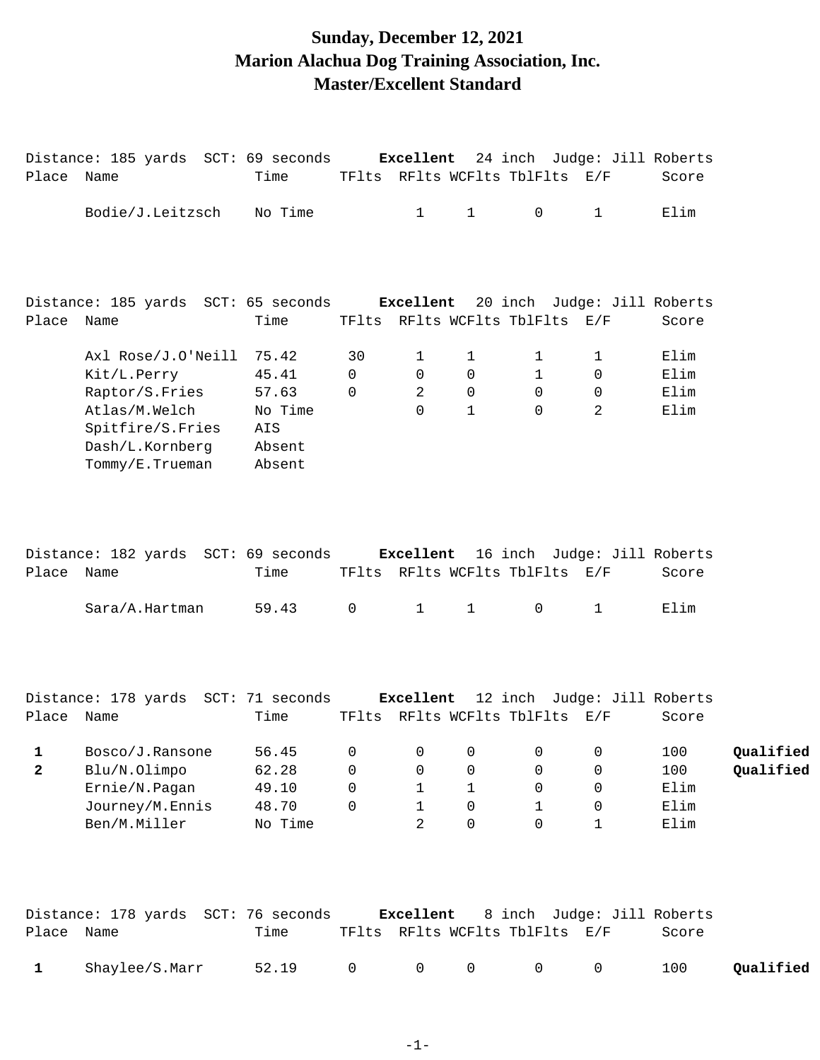# Sunday, December 12, 2021
# Marion Alachua Dog Training Association, Inc.
# Master/Excellent Standard

Distance: 185 yards SCT: 69 seconds **Excellent** 24 inch Judge: Jill Roberts

| Place | Name | Time | TFlts | RFlts | WCFlts | TblFlts | E/F | Score | |
|---|---|---|---|---|---|---|---|---|---|
| | Bodie/J.Leitzsch | No Time | | 1 | 1 | 0 | 1 | Elim | |

Distance: 185 yards SCT: 65 seconds **Excellent** 20 inch Judge: Jill Roberts

| Place | Name | Time | TFlts | RFlts | WCFlts | TblFlts | E/F | Score | |
|---|---|---|---|---|---|---|---|---|---|
| | Axl Rose/J.O'Neill | 75.42 | 30 | 1 | 1 | 1 | 1 | Elim | |
| | Kit/L.Perry | 45.41 | 0 | 0 | 0 | 1 | 0 | Elim | |
| | Raptor/S.Fries | 57.63 | 0 | 2 | 0 | 0 | 0 | Elim | |
| | Atlas/M.Welch | No Time | | 0 | 1 | 0 | 2 | Elim | |
| | Spitfire/S.Fries | AIS | | | | | | | |
| | Dash/L.Kornberg | Absent | | | | | | | |
| | Tommy/E.Trueman | Absent | | | | | | | |

Distance: 182 yards SCT: 69 seconds **Excellent** 16 inch Judge: Jill Roberts

| Place | Name | Time | TFlts | RFlts | WCFlts | TblFlts | E/F | Score | |
|---|---|---|---|---|---|---|---|---|---|
| | Sara/A.Hartman | 59.43 | 0 | 1 | 1 | 0 | 1 | Elim | |

Distance: 178 yards SCT: 71 seconds **Excellent** 12 inch Judge: Jill Roberts

| Place | Name | Time | TFlts | RFlts | WCFlts | TblFlts | E/F | Score | |
|---|---|---|---|---|---|---|---|---|---|
| **1** | Bosco/J.Ransone | 56.45 | 0 | 0 | 0 | 0 | 0 | 100 | **Qualified** |
| **2** | Blu/N.Olimpo | 62.28 | 0 | 0 | 0 | 0 | 0 | 100 | **Qualified** |
| | Ernie/N.Pagan | 49.10 | 0 | 1 | 1 | 0 | 0 | Elim | |
| | Journey/M.Ennis | 48.70 | 0 | 1 | 0 | 1 | 0 | Elim | |
| | Ben/M.Miller | No Time | | 2 | 0 | 0 | 1 | Elim | |

Distance: 178 yards SCT: 76 seconds **Excellent** 8 inch Judge: Jill Roberts

| Place | Name | Time | TFlts | RFlts | WCFlts | TblFlts | E/F | Score | |
|---|---|---|---|---|---|---|---|---|---|
| **1** | Shaylee/S.Marr | 52.19 | 0 | 0 | 0 | 0 | 0 | 100 | **Qualified** |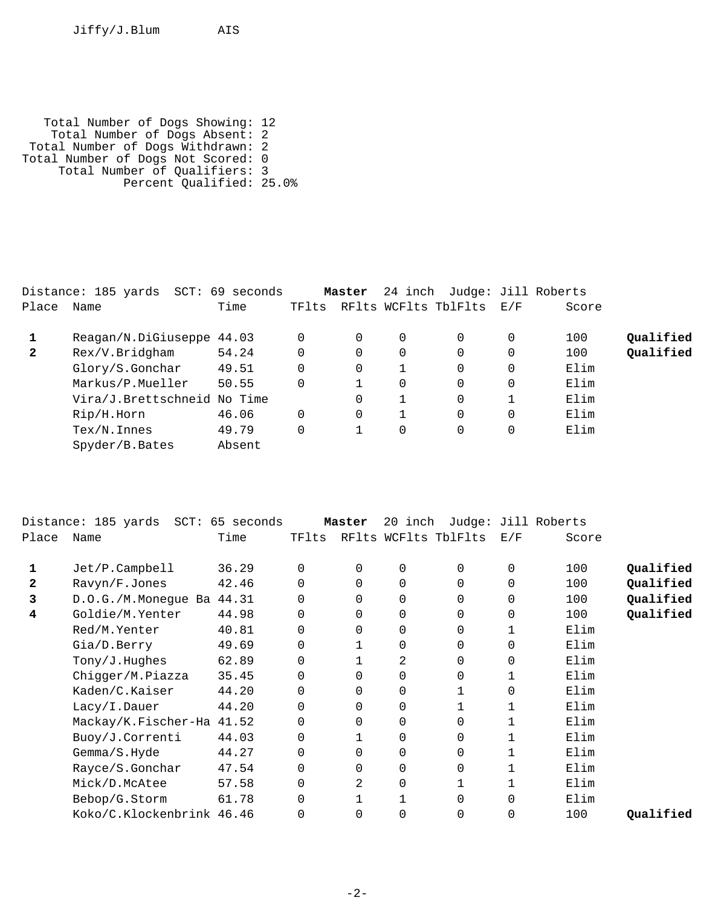| | Name | Time |
|---|---|---|
| | Jiffy/J.Blum | AIS |

Total Number of Dogs Showing: 12
Total Number of Dogs Absent: 2
Total Number of Dogs Withdrawn: 2
Total Number of Dogs Not Scored: 0
Total Number of Qualifiers: 3
Percent Qualified: 25.0%

Distance: 185 yards SCT: 69 seconds **Master** 24 inch Judge: Jill Roberts

| Place | Name | Time | TFlts | RFlts | WCFlts | TblFlts | E/F | Score | |
|---|---|---|---|---|---|---|---|---|---|
| **1** | Reagan/N.DiGiuseppe | 44.03 | 0 | 0 | 0 | 0 | 0 | 100 | **Qualified** |
| **2** | Rex/V.Bridgham | 54.24 | 0 | 0 | 0 | 0 | 0 | 100 | **Qualified** |
| | Glory/S.Gonchar | 49.51 | 0 | 0 | 1 | 0 | 0 | Elim | |
| | Markus/P.Mueller | 50.55 | 0 | 1 | 0 | 0 | 0 | Elim | |
| | Vira/J.Brettschneid | No Time | | 0 | 1 | 0 | 1 | Elim | |
| | Rip/H.Horn | 46.06 | 0 | 0 | 1 | 0 | 0 | Elim | |
| | Tex/N.Innes | 49.79 | 0 | 1 | 0 | 0 | 0 | Elim | |
| | Spyder/B.Bates | Absent | | | | | | | |

Distance: 185 yards SCT: 65 seconds **Master** 20 inch Judge: Jill Roberts

| Place | Name | Time | TFlts | RFlts | WCFlts | TblFlts | E/F | Score | |
|---|---|---|---|---|---|---|---|---|---|
| **1** | Jet/P.Campbell | 36.29 | 0 | 0 | 0 | 0 | 0 | 100 | **Qualified** |
| **2** | Ravyn/F.Jones | 42.46 | 0 | 0 | 0 | 0 | 0 | 100 | **Qualified** |
| **3** | D.O.G./M.Monegue Ba | 44.31 | 0 | 0 | 0 | 0 | 0 | 100 | **Qualified** |
| **4** | Goldie/M.Yenter | 44.98 | 0 | 0 | 0 | 0 | 0 | 100 | **Qualified** |
| | Red/M.Yenter | 40.81 | 0 | 0 | 0 | 0 | 1 | Elim | |
| | Gia/D.Berry | 49.69 | 0 | 1 | 0 | 0 | 0 | Elim | |
| | Tony/J.Hughes | 62.89 | 0 | 1 | 2 | 0 | 0 | Elim | |
| | Chigger/M.Piazza | 35.45 | 0 | 0 | 0 | 0 | 1 | Elim | |
| | Kaden/C.Kaiser | 44.20 | 0 | 0 | 0 | 1 | 0 | Elim | |
| | Lacy/I.Dauer | 44.20 | 0 | 0 | 0 | 1 | 1 | Elim | |
| | Mackay/K.Fischer-Ha | 41.52 | 0 | 0 | 0 | 0 | 1 | Elim | |
| | Buoy/J.Correnti | 44.03 | 0 | 1 | 0 | 0 | 1 | Elim | |
| | Gemma/S.Hyde | 44.27 | 0 | 0 | 0 | 0 | 1 | Elim | |
| | Rayce/S.Gonchar | 47.54 | 0 | 0 | 0 | 0 | 1 | Elim | |
| | Mick/D.McAtee | 57.58 | 0 | 2 | 0 | 1 | 1 | Elim | |
| | Bebop/G.Storm | 61.78 | 0 | 1 | 1 | 0 | 0 | Elim | |
| | Koko/C.Klockenbrink | 46.46 | 0 | 0 | 0 | 0 | 0 | 100 | **Qualified** |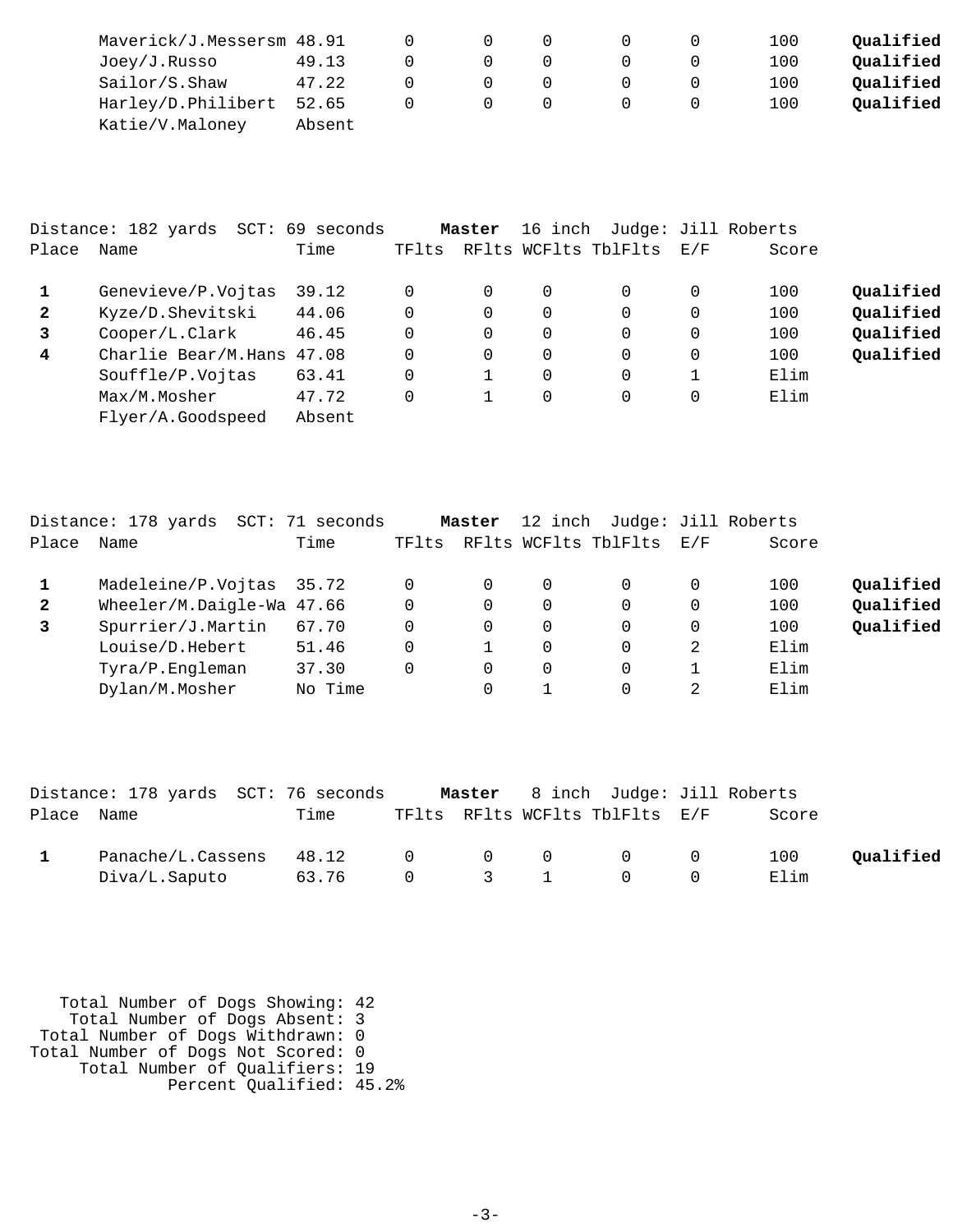| Place | Name | Time | TFlts | RFlts | WCFlts | TblFlts | E/F | Score | |
|---|---|---|---|---|---|---|---|---|---|
| | Maverick/J.Messersm | 48.91 | 0 | 0 | 0 | 0 | 0 | 100 | **Qualified** |
| | Joey/J.Russo | 49.13 | 0 | 0 | 0 | 0 | 0 | 100 | **Qualified** |
| | Sailor/S.Shaw | 47.22 | 0 | 0 | 0 | 0 | 0 | 100 | **Qualified** |
| | Harley/D.Philibert | 52.65 | 0 | 0 | 0 | 0 | 0 | 100 | **Qualified** |
| | Katie/V.Maloney | Absent | | | | | | | |

Distance: 182 yards SCT: 69 seconds **Master** 16 inch Judge: Jill Roberts

| Place | Name | Time | TFlts | RFlts | WCFlts | TblFlts | E/F | Score | |
|---|---|---|---|---|---|---|---|---|---|
| **1** | Genevieve/P.Vojtas | 39.12 | 0 | 0 | 0 | 0 | 0 | 100 | **Qualified** |
| **2** | Kyze/D.Shevitski | 44.06 | 0 | 0 | 0 | 0 | 0 | 100 | **Qualified** |
| **3** | Cooper/L.Clark | 46.45 | 0 | 0 | 0 | 0 | 0 | 100 | **Qualified** |
| **4** | Charlie Bear/M.Hans | 47.08 | 0 | 0 | 0 | 0 | 0 | 100 | **Qualified** |
| | Souffle/P.Vojtas | 63.41 | 0 | 1 | 0 | 0 | 1 | Elim | |
| | Max/M.Mosher | 47.72 | 0 | 1 | 0 | 0 | 0 | Elim | |
| | Flyer/A.Goodspeed | Absent | | | | | | | |

Distance: 178 yards SCT: 71 seconds **Master** 12 inch Judge: Jill Roberts

| Place | Name | Time | TFlts | RFlts | WCFlts | TblFlts | E/F | Score | |
|---|---|---|---|---|---|---|---|---|---|
| **1** | Madeleine/P.Vojtas | 35.72 | 0 | 0 | 0 | 0 | 0 | 100 | **Qualified** |
| **2** | Wheeler/M.Daigle-Wa | 47.66 | 0 | 0 | 0 | 0 | 0 | 100 | **Qualified** |
| **3** | Spurrier/J.Martin | 67.70 | 0 | 0 | 0 | 0 | 0 | 100 | **Qualified** |
| | Louise/D.Hebert | 51.46 | 0 | 1 | 0 | 0 | 2 | Elim | |
| | Tyra/P.Engleman | 37.30 | 0 | 0 | 0 | 0 | 1 | Elim | |
| | Dylan/M.Mosher | No Time | | 0 | 1 | 0 | 2 | Elim | |

Distance: 178 yards SCT: 76 seconds **Master** 8 inch Judge: Jill Roberts

| Place | Name | Time | TFlts | RFlts | WCFlts | TblFlts | E/F | Score | |
|---|---|---|---|---|---|---|---|---|---|
| **1** | Panache/L.Cassens | 48.12 | 0 | 0 | 0 | 0 | 0 | 100 | **Qualified** |
| | Diva/L.Saputo | 63.76 | 0 | 3 | 1 | 0 | 0 | Elim | |

Total Number of Dogs Showing: 42
Total Number of Dogs Absent: 3
Total Number of Dogs Withdrawn: 0
Total Number of Dogs Not Scored: 0
Total Number of Qualifiers: 19
Percent Qualified: 45.2%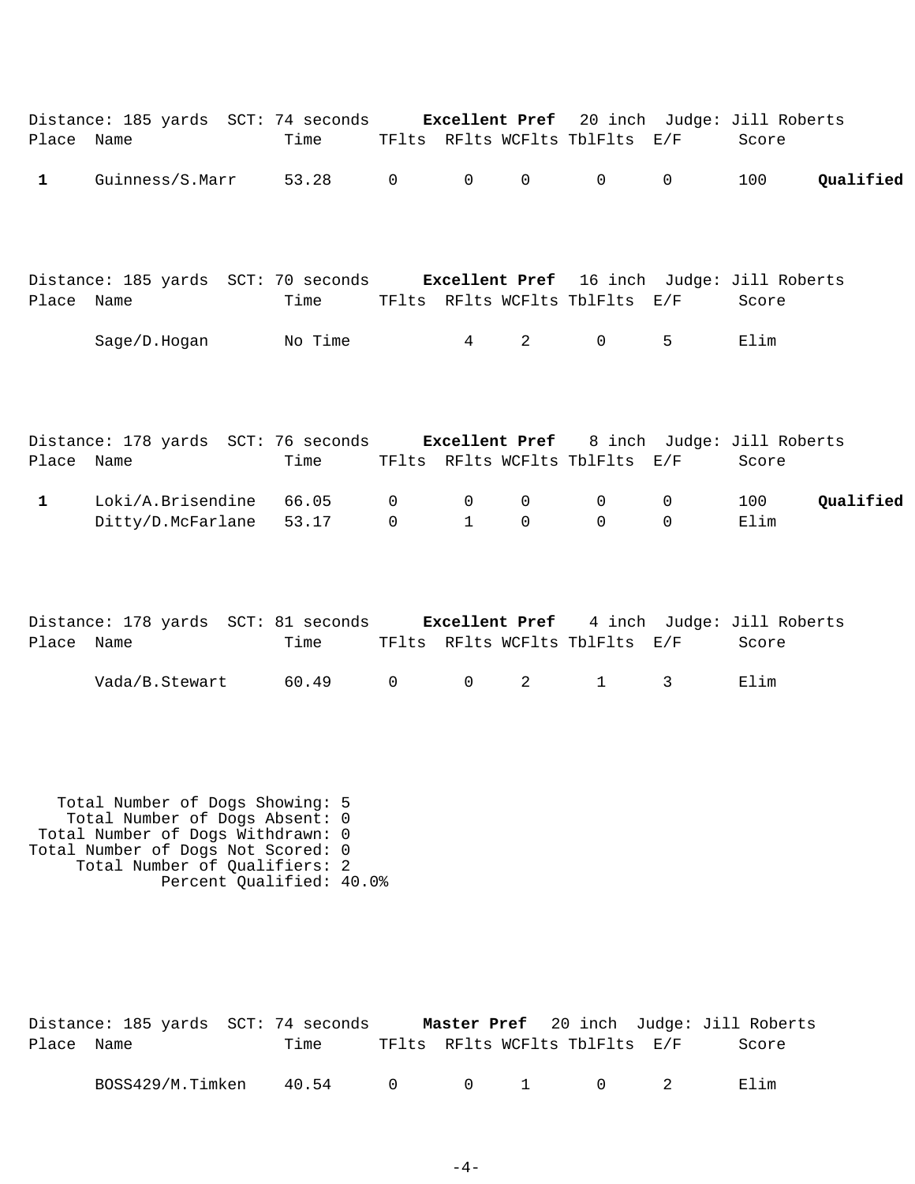Distance: 185 yards  SCT: 74 seconds  **Excellent Pref**  20 inch  Judge: Jill Roberts

| Place | Name | Time | TFlts | RFlts | WCFlts | TblFlts | E/F | Score | |
|---|---|---|---|---|---|---|---|---|---|
| **1** | Guinness/S.Marr | 53.28 | 0 | 0 | 0 | 0 | 0 | 100 | **Qualified** |

Distance: 185 yards  SCT: 70 seconds  **Excellent Pref**  16 inch  Judge: Jill Roberts

| Place | Name | Time | TFlts | RFlts | WCFlts | TblFlts | E/F | Score |
|---|---|---|---|---|---|---|---|---|
| | Sage/D.Hogan | No Time | | 4 | 2 | 0 | 5 | Elim |

Distance: 178 yards  SCT: 76 seconds  **Excellent Pref**  8 inch  Judge: Jill Roberts

| Place | Name | Time | TFlts | RFlts | WCFlts | TblFlts | E/F | Score | |
|---|---|---|---|---|---|---|---|---|---|
| **1** | Loki/A.Brisendine | 66.05 | 0 | 0 | 0 | 0 | 0 | 100 | **Qualified** |
| | Ditty/D.McFarlane | 53.17 | 0 | 1 | 0 | 0 | 0 | Elim | |

Distance: 178 yards  SCT: 81 seconds  **Excellent Pref**  4 inch  Judge: Jill Roberts

| Place | Name | Time | TFlts | RFlts | WCFlts | TblFlts | E/F | Score |
|---|---|---|---|---|---|---|---|---|
| | Vada/B.Stewart | 60.49 | 0 | 0 | 2 | 1 | 3 | Elim |

Total Number of Dogs Showing: 5
Total Number of Dogs Absent: 0
Total Number of Dogs Withdrawn: 0
Total Number of Dogs Not Scored: 0
Total Number of Qualifiers: 2
Percent Qualified: 40.0%

Distance: 185 yards  SCT: 74 seconds  **Master Pref**  20 inch  Judge: Jill Roberts

| Place | Name | Time | TFlts | RFlts | WCFlts | TblFlts | E/F | Score |
|---|---|---|---|---|---|---|---|---|
| | BOSS429/M.Timken | 40.54 | 0 | 0 | 1 | 0 | 2 | Elim |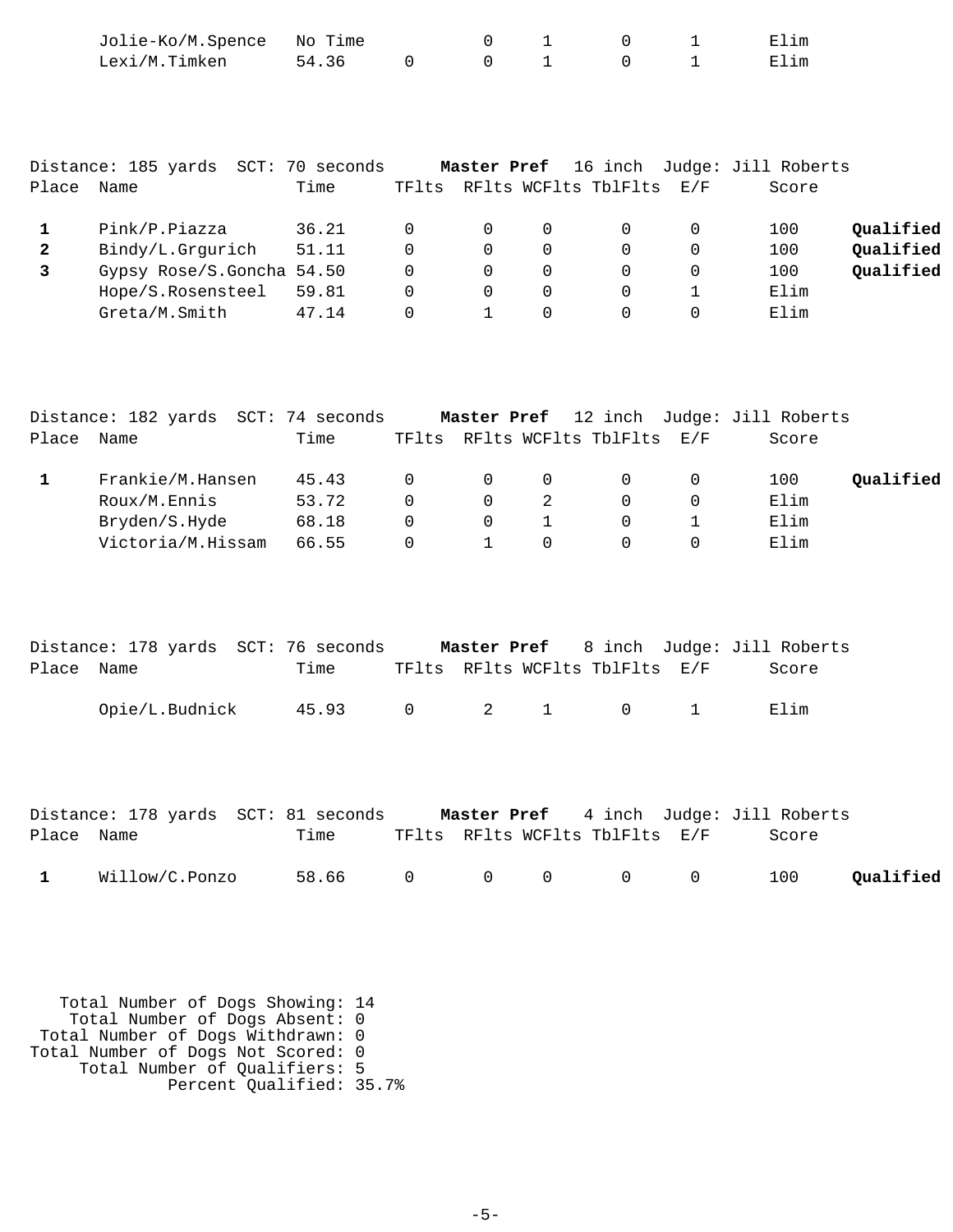| Place | Name | Time | TFlts | RFlts | WCFlts | TblFlts | E/F | Score | |
|---|---|---|---|---|---|---|---|---|---|
| | Jolie-Ko/M.Spence | No Time | | 0 | 1 | 0 | 1 | Elim | |
| | Lexi/M.Timken | 54.36 | 0 | 0 | 1 | 0 | 1 | Elim | |

Distance: 185 yards SCT: 70 seconds **Master Pref** 16 inch Judge: Jill Roberts

| Place | Name | Time | TFlts | RFlts | WCFlts | TblFlts | E/F | Score | |
|---|---|---|---|---|---|---|---|---|---|
| **1** | Pink/P.Piazza | 36.21 | 0 | 0 | 0 | 0 | 0 | 100 | **Qualified** |
| **2** | Bindy/L.Grgurich | 51.11 | 0 | 0 | 0 | 0 | 0 | 100 | **Qualified** |
| **3** | Gypsy Rose/S.Goncha | 54.50 | 0 | 0 | 0 | 0 | 0 | 100 | **Qualified** |
| | Hope/S.Rosensteel | 59.81 | 0 | 0 | 0 | 0 | 1 | Elim | |
| | Greta/M.Smith | 47.14 | 0 | 1 | 0 | 0 | 0 | Elim | |

Distance: 182 yards SCT: 74 seconds **Master Pref** 12 inch Judge: Jill Roberts

| Place | Name | Time | TFlts | RFlts | WCFlts | TblFlts | E/F | Score | |
|---|---|---|---|---|---|---|---|---|---|
| **1** | Frankie/M.Hansen | 45.43 | 0 | 0 | 0 | 0 | 0 | 100 | **Qualified** |
| | Roux/M.Ennis | 53.72 | 0 | 0 | 2 | 0 | 0 | Elim | |
| | Bryden/S.Hyde | 68.18 | 0 | 0 | 1 | 0 | 1 | Elim | |
| | Victoria/M.Hissam | 66.55 | 0 | 1 | 0 | 0 | 0 | Elim | |

Distance: 178 yards SCT: 76 seconds **Master Pref** 8 inch Judge: Jill Roberts

| Place | Name | Time | TFlts | RFlts | WCFlts | TblFlts | E/F | Score |
|---|---|---|---|---|---|---|---|---|
| | Opie/L.Budnick | 45.93 | 0 | 2 | 1 | 0 | 1 | Elim |

Distance: 178 yards SCT: 81 seconds **Master Pref** 4 inch Judge: Jill Roberts

| Place | Name | Time | TFlts | RFlts | WCFlts | TblFlts | E/F | Score | |
|---|---|---|---|---|---|---|---|---|---|
| **1** | Willow/C.Ponzo | 58.66 | 0 | 0 | 0 | 0 | 0 | 100 | **Qualified** |

Total Number of Dogs Showing: 14
Total Number of Dogs Absent: 0
Total Number of Dogs Withdrawn: 0
Total Number of Dogs Not Scored: 0
Total Number of Qualifiers: 5
Percent Qualified: 35.7%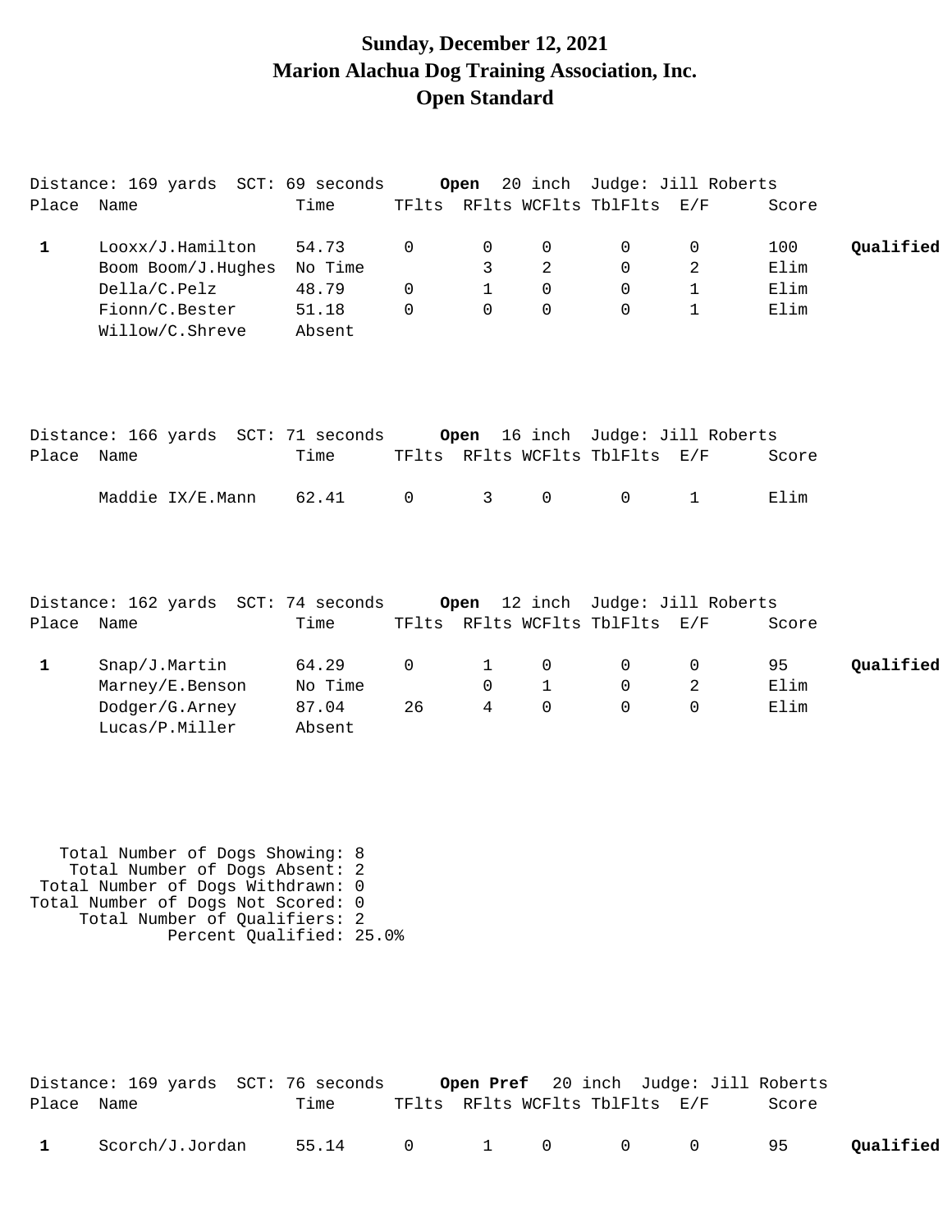# Sunday, December 12, 2021
# Marion Alachua Dog Training Association, Inc.
# Open Standard

Distance: 169 yards SCT: 69 seconds **Open** 20 inch Judge: Jill Roberts

| Place | Name | Time | TFlts | RFlts | WCFlts | TblFlts | E/F | Score | |
|---|---|---|---|---|---|---|---|---|---|
| **1** | Looxx/J.Hamilton | 54.73 | 0 | 0 | 0 | 0 | 0 | 100 | **Qualified** |
| | Boom Boom/J.Hughes | No Time | | 3 | 2 | 0 | 2 | Elim | |
| | Della/C.Pelz | 48.79 | 0 | 1 | 0 | 0 | 1 | Elim | |
| | Fionn/C.Bester | 51.18 | 0 | 0 | 0 | 0 | 1 | Elim | |
| | Willow/C.Shreve | Absent | | | | | | | |

Distance: 166 yards SCT: 71 seconds **Open** 16 inch Judge: Jill Roberts

| Place | Name | Time | TFlts | RFlts | WCFlts | TblFlts | E/F | Score |
|---|---|---|---|---|---|---|---|---|
| | Maddie IX/E.Mann | 62.41 | 0 | 3 | 0 | 0 | 1 | Elim |

Distance: 162 yards SCT: 74 seconds **Open** 12 inch Judge: Jill Roberts

| Place | Name | Time | TFlts | RFlts | WCFlts | TblFlts | E/F | Score | |
|---|---|---|---|---|---|---|---|---|---|
| **1** | Snap/J.Martin | 64.29 | 0 | 1 | 0 | 0 | 0 | 95 | **Qualified** |
| | Marney/E.Benson | No Time | | 0 | 1 | 0 | 2 | Elim | |
| | Dodger/G.Arney | 87.04 | 26 | 4 | 0 | 0 | 0 | Elim | |
| | Lucas/P.Miller | Absent | | | | | | | |

Total Number of Dogs Showing: 8
Total Number of Dogs Absent: 2
Total Number of Dogs Withdrawn: 0
Total Number of Dogs Not Scored: 0
Total Number of Qualifiers: 2
Percent Qualified: 25.0%

Distance: 169 yards SCT: 76 seconds **Open Pref** 20 inch Judge: Jill Roberts

| Place | Name | Time | TFlts | RFlts | WCFlts | TblFlts | E/F | Score | |
|---|---|---|---|---|---|---|---|---|---|
| **1** | Scorch/J.Jordan | 55.14 | 0 | 1 | 0 | 0 | 0 | 95 | **Qualified** |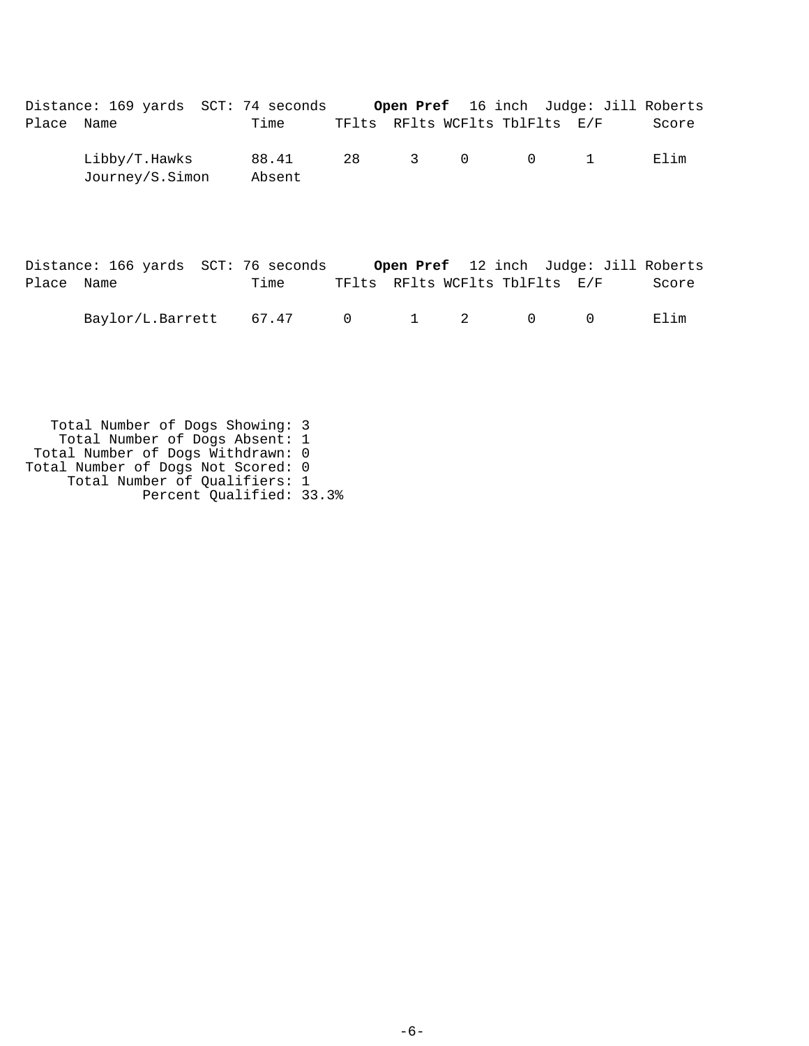Distance: 169 yards SCT: 74 seconds **Open Pref** 16 inch Judge: Jill Roberts

| Place | Name | Time | TFlts | RFlts | WCFlts | TblFlts | E/F | Score |
|---|---|---|---|---|---|---|---|---|
| | Libby/T.Hawks | 88.41 | 28 | 3 | 0 | 0 | 1 | Elim |
| | Journey/S.Simon | Absent | | | | | | |

Distance: 166 yards SCT: 76 seconds **Open Pref** 12 inch Judge: Jill Roberts

| Place | Name | Time | TFlts | RFlts | WCFlts | TblFlts | E/F | Score |
|---|---|---|---|---|---|---|---|---|
| | Baylor/L.Barrett | 67.47 | 0 | 1 | 2 | 0 | 0 | Elim |

Total Number of Dogs Showing: 3
Total Number of Dogs Absent: 1
Total Number of Dogs Withdrawn: 0
Total Number of Dogs Not Scored: 0
Total Number of Qualifiers: 1
Percent Qualified: 33.3%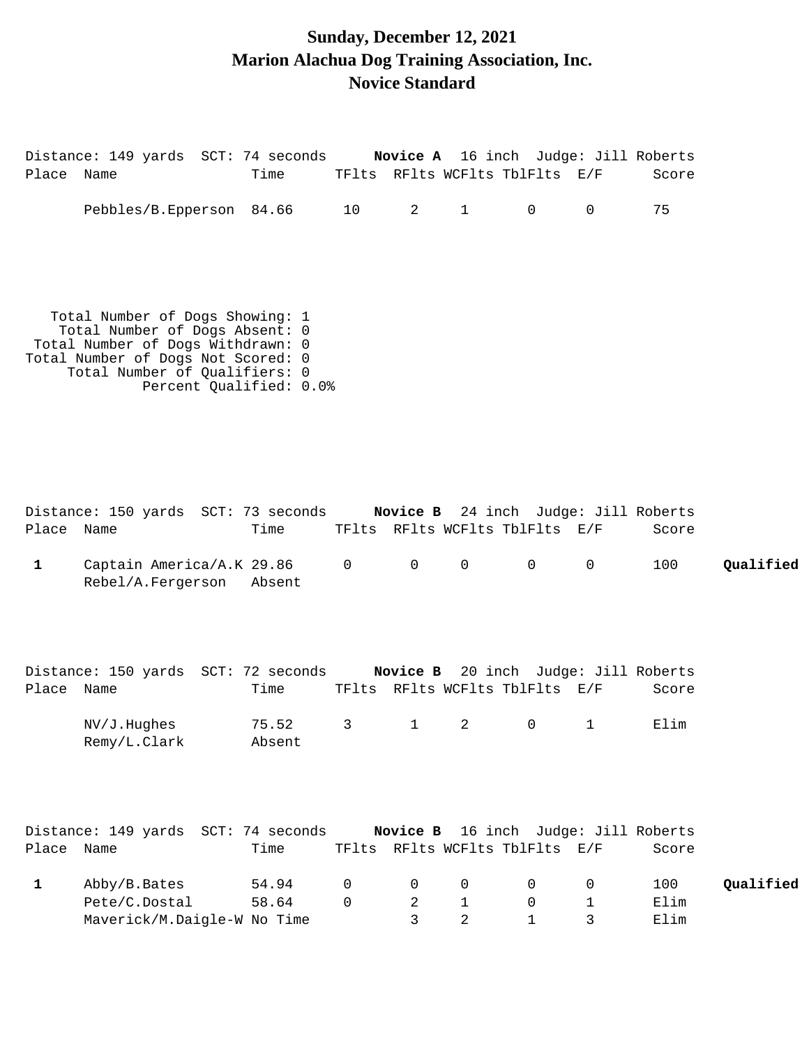# Sunday, December 12, 2021
# Marion Alachua Dog Training Association, Inc.
# Novice Standard

Distance: 149 yards SCT: 74 seconds **Novice A** 16 inch Judge: Jill Roberts

| Place | Name | Time | TFlts | RFlts | WCFlts | TblFlts | E/F | Score | |
|---|---|---|---|---|---|---|---|---|---|
| | Pebbles/B.Epperson | 84.66 | 10 | 2 | 1 | 0 | 0 | 75 | |

Total Number of Dogs Showing: 1
Total Number of Dogs Absent: 0
Total Number of Dogs Withdrawn: 0
Total Number of Dogs Not Scored: 0
Total Number of Qualifiers: 0
Percent Qualified: 0.0%

Distance: 150 yards SCT: 73 seconds **Novice B** 24 inch Judge: Jill Roberts

| Place | Name | Time | TFlts | RFlts | WCFlts | TblFlts | E/F | Score | |
|---|---|---|---|---|---|---|---|---|---|
| **1** | Captain America/A.K | 29.86 | 0 | 0 | 0 | 0 | 0 | 100 | **Qualified** |
| | Rebel/A.Fergerson | Absent | | | | | | | |

Distance: 150 yards SCT: 72 seconds **Novice B** 20 inch Judge: Jill Roberts

| Place | Name | Time | TFlts | RFlts | WCFlts | TblFlts | E/F | Score | |
|---|---|---|---|---|---|---|---|---|---|
| | NV/J.Hughes | 75.52 | 3 | 1 | 2 | 0 | 1 | Elim | |
| | Remy/L.Clark | Absent | | | | | | | |

Distance: 149 yards SCT: 74 seconds **Novice B** 16 inch Judge: Jill Roberts

| Place | Name | Time | TFlts | RFlts | WCFlts | TblFlts | E/F | Score | |
|---|---|---|---|---|---|---|---|---|---|
| **1** | Abby/B.Bates | 54.94 | 0 | 0 | 0 | 0 | 0 | 100 | **Qualified** |
| | Pete/C.Dostal | 58.64 | 0 | 2 | 1 | 0 | 1 | Elim | |
| | Maverick/M.Daigle-W | No Time | | 3 | 2 | 1 | 3 | Elim | |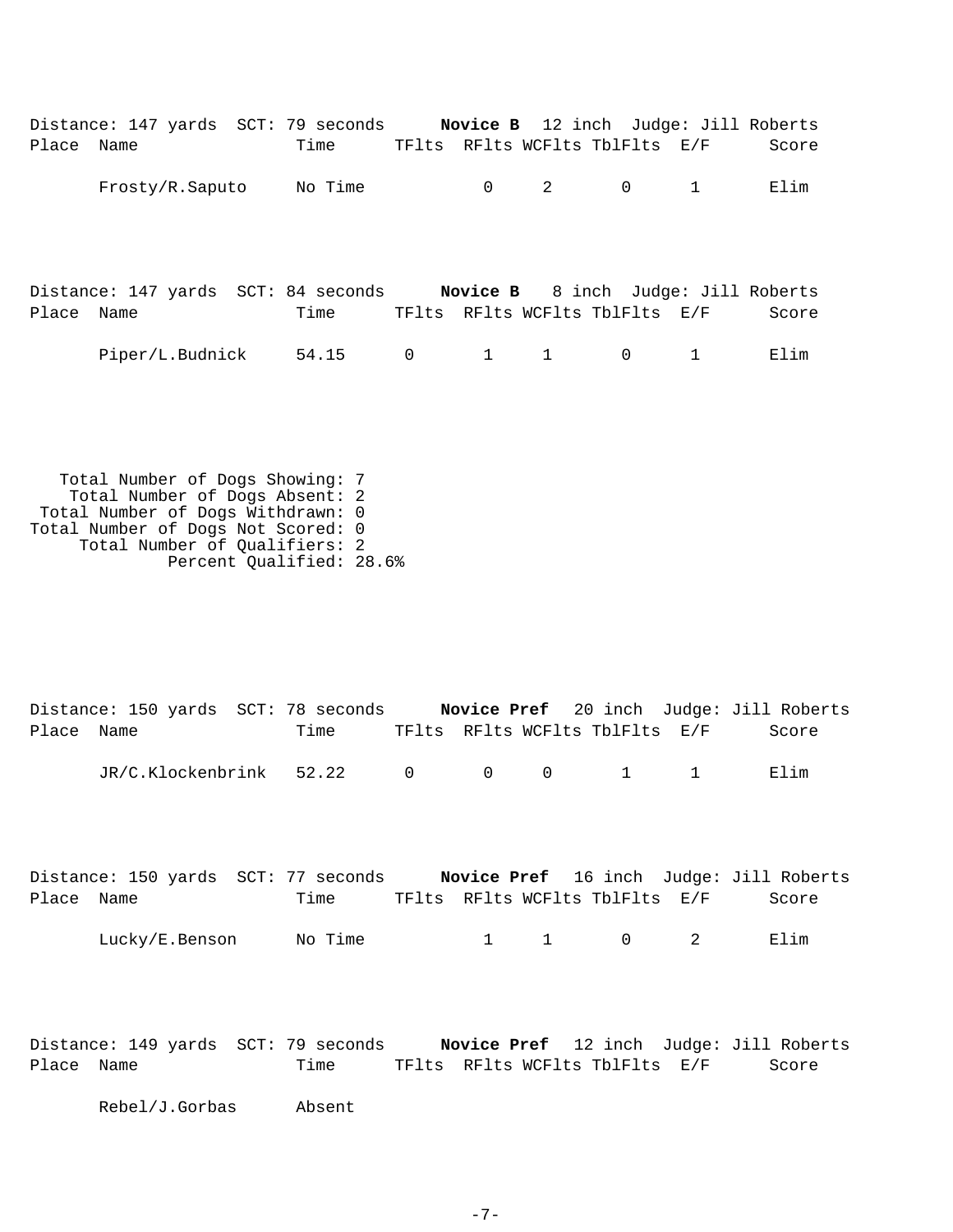Distance: 147 yards SCT: 79 seconds **Novice B** 12 inch Judge: Jill Roberts

| Place | Name | Time | TFlts | RFlts | WCFlts | TblFlts | E/F | Score |
|---|---|---|---|---|---|---|---|---|
| | Frosty/R.Saputo | No Time | | 0 | 2 | 0 | 1 | Elim |

Distance: 147 yards SCT: 84 seconds **Novice B** 8 inch Judge: Jill Roberts

| Place | Name | Time | TFlts | RFlts | WCFlts | TblFlts | E/F | Score |
|---|---|---|---|---|---|---|---|---|
| | Piper/L.Budnick | 54.15 | 0 | 1 | 1 | 0 | 1 | Elim |

Total Number of Dogs Showing: 7
Total Number of Dogs Absent: 2
Total Number of Dogs Withdrawn: 0
Total Number of Dogs Not Scored: 0
Total Number of Qualifiers: 2
Percent Qualified: 28.6%

Distance: 150 yards SCT: 78 seconds **Novice Pref** 20 inch Judge: Jill Roberts

| Place | Name | Time | TFlts | RFlts | WCFlts | TblFlts | E/F | Score |
|---|---|---|---|---|---|---|---|---|
| | JR/C.Klockenbrink | 52.22 | 0 | 0 | 0 | 1 | 1 | Elim |

Distance: 150 yards SCT: 77 seconds **Novice Pref** 16 inch Judge: Jill Roberts

| Place | Name | Time | TFlts | RFlts | WCFlts | TblFlts | E/F | Score |
|---|---|---|---|---|---|---|---|---|
| | Lucky/E.Benson | No Time | | 1 | 1 | 0 | 2 | Elim |

Distance: 149 yards SCT: 79 seconds **Novice Pref** 12 inch Judge: Jill Roberts

| Place | Name | Time | TFlts | RFlts | WCFlts | TblFlts | E/F | Score |
|---|---|---|---|---|---|---|---|---|
| | Rebel/J.Gorbas | Absent | | | | | | |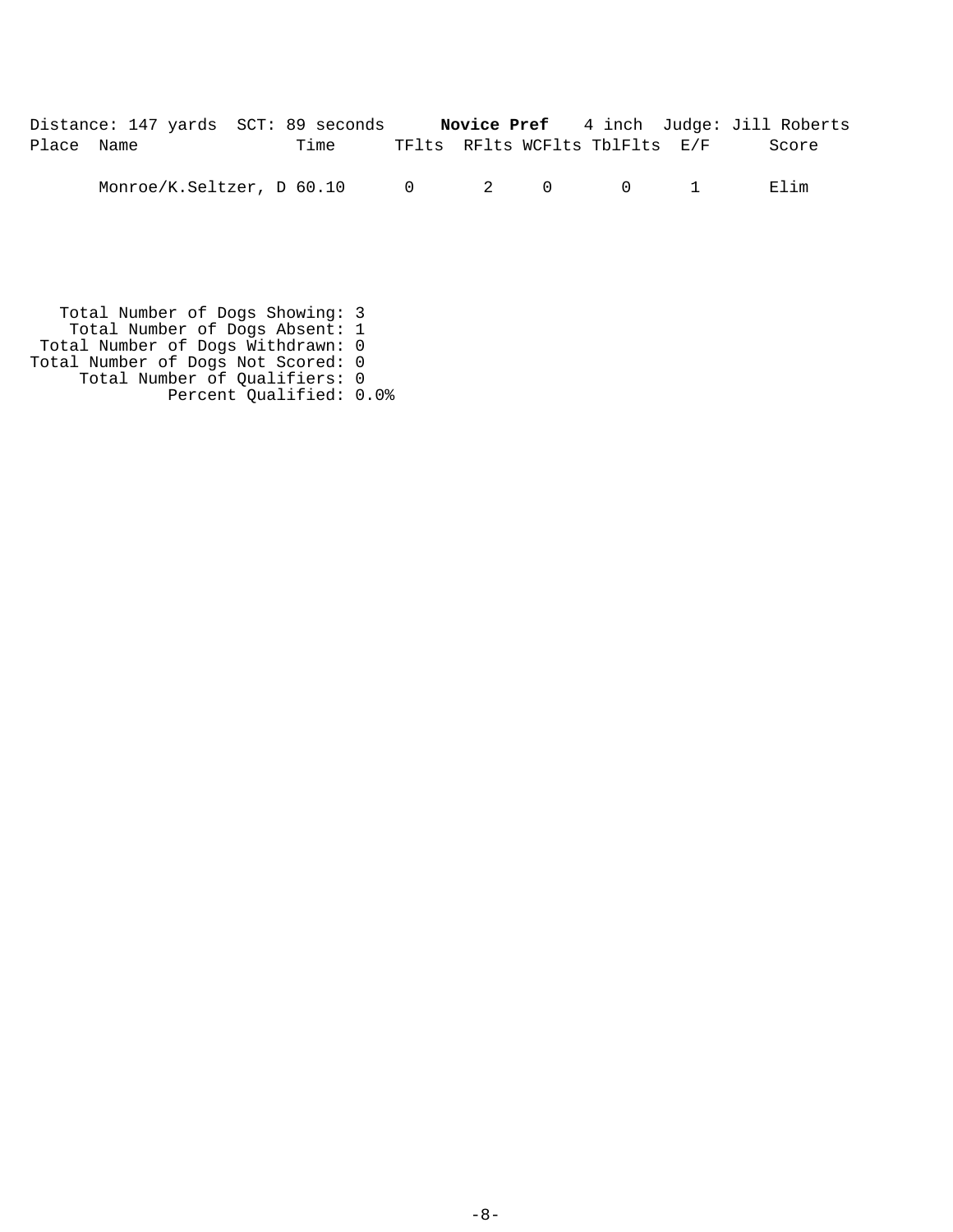Distance: 147 yards SCT: 89 seconds **Novice Pref** 4 inch Judge: Jill Roberts

| Place | Name | Time | TFlts | RFlts | WCFlts | TblFlts | E/F | Score |
|---|---|---|---|---|---|---|---|---|
| | Monroe/K.Seltzer, D | 60.10 | 0 | 2 | 0 | 0 | 1 | Elim |

Total Number of Dogs Showing: 3
Total Number of Dogs Absent: 1
Total Number of Dogs Withdrawn: 0
Total Number of Dogs Not Scored: 0
Total Number of Qualifiers: 0
Percent Qualified: 0.0%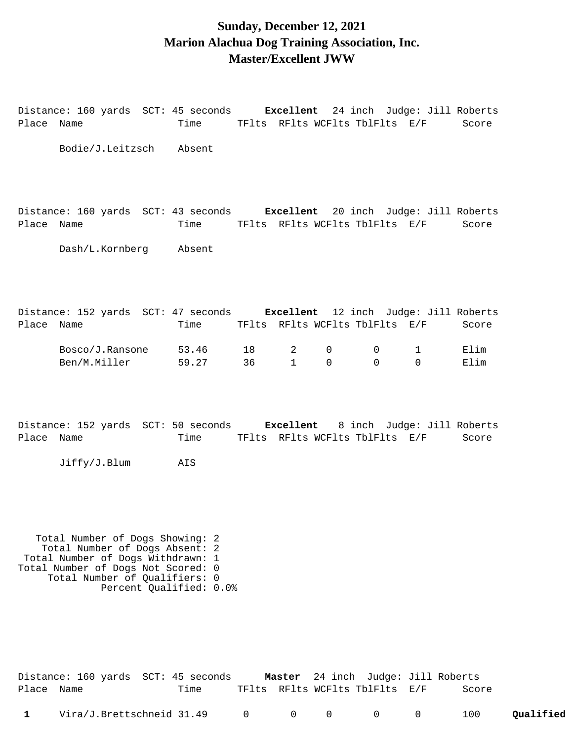# Sunday, December 12, 2021
# Marion Alachua Dog Training Association, Inc.
# Master/Excellent JWW

Distance: 160 yards SCT: 45 seconds **Excellent** 24 inch Judge: Jill Roberts

| Place | Name | Time | TFlts | RFlts | WCFlts | TblFlts | E/F | Score |
|---|---|---|---|---|---|---|---|---|
| | Bodie/J.Leitzsch | Absent | | | | | | |

Distance: 160 yards SCT: 43 seconds **Excellent** 20 inch Judge: Jill Roberts

| Place | Name | Time | TFlts | RFlts | WCFlts | TblFlts | E/F | Score |
|---|---|---|---|---|---|---|---|---|
| | Dash/L.Kornberg | Absent | | | | | | |

Distance: 152 yards SCT: 47 seconds **Excellent** 12 inch Judge: Jill Roberts

| Place | Name | Time | TFlts | RFlts | WCFlts | TblFlts | E/F | Score |
|---|---|---|---|---|---|---|---|---|
| | Bosco/J.Ransone | 53.46 | 18 | 2 | 0 | 0 | 1 | Elim |
| | Ben/M.Miller | 59.27 | 36 | 1 | 0 | 0 | 0 | Elim |

Distance: 152 yards SCT: 50 seconds **Excellent** 8 inch Judge: Jill Roberts

| Place | Name | Time | TFlts | RFlts | WCFlts | TblFlts | E/F | Score |
|---|---|---|---|---|---|---|---|---|
| | Jiffy/J.Blum | AIS | | | | | | |

Total Number of Dogs Showing: 2
Total Number of Dogs Absent: 2
Total Number of Dogs Withdrawn: 1
Total Number of Dogs Not Scored: 0
Total Number of Qualifiers: 0
Percent Qualified: 0.0%

Distance: 160 yards SCT: 45 seconds **Master** 24 inch Judge: Jill Roberts

| Place | Name | Time | TFlts | RFlts | WCFlts | TblFlts | E/F | Score | |
|---|---|---|---|---|---|---|---|---|---|
| 1 | Vira/J.Brettschneid | 31.49 | 0 | 0 | 0 | 0 | 0 | 100 | **Qualified** |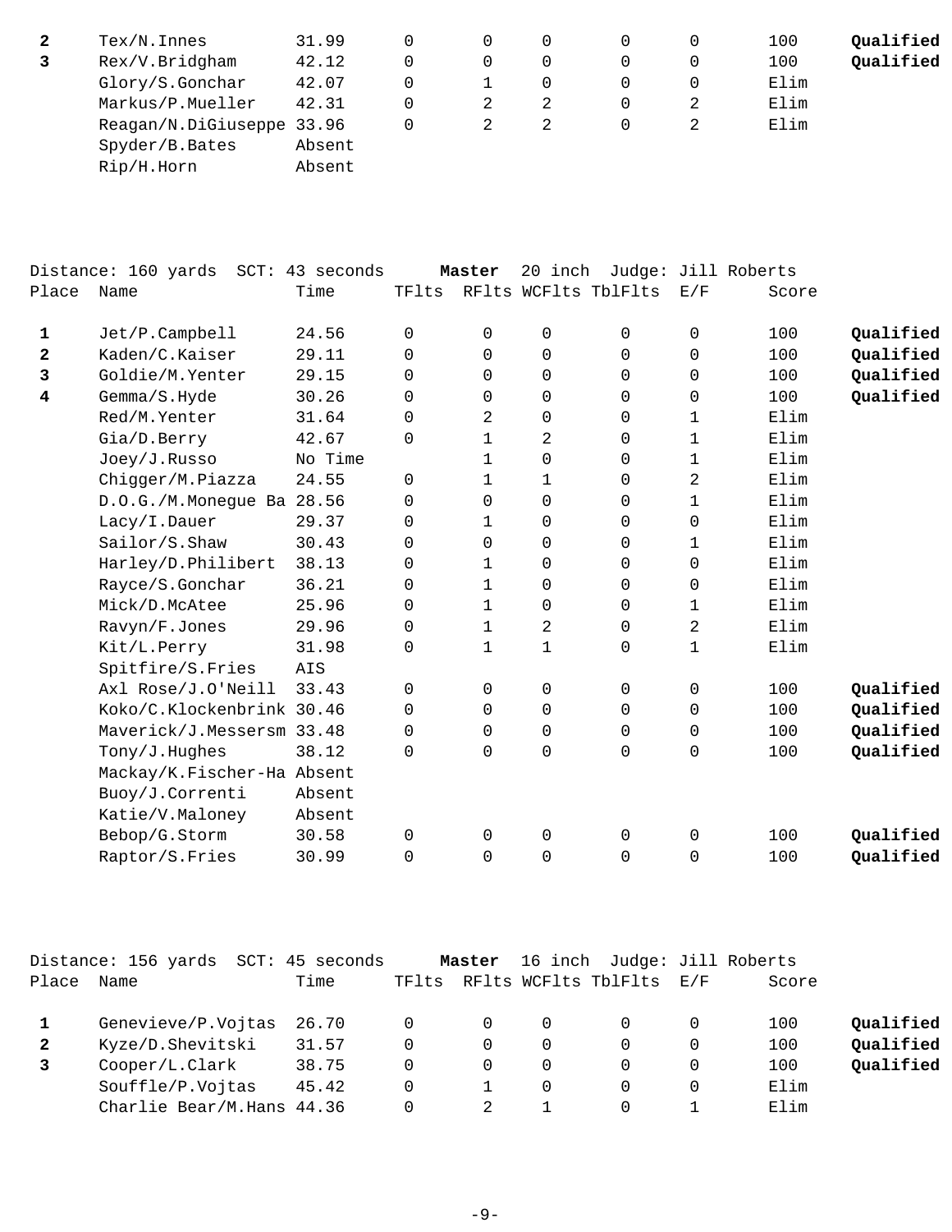| Place | Name | Time | TFlts | RFlts | WCFlts | TblFlts | E/F | Score | |
|---|---|---|---|---|---|---|---|---|---|
| **2** | Tex/N.Innes | 31.99 | 0 | 0 | 0 | 0 | 0 | 100 | **Qualified** |
| **3** | Rex/V.Bridgham | 42.12 | 0 | 0 | 0 | 0 | 0 | 100 | **Qualified** |
| | Glory/S.Gonchar | 42.07 | 0 | 1 | 0 | 0 | 0 | Elim | |
| | Markus/P.Mueller | 42.31 | 0 | 2 | 2 | 0 | 2 | Elim | |
| | Reagan/N.DiGiuseppe | 33.96 | 0 | 2 | 2 | 0 | 2 | Elim | |
| | Spyder/B.Bates | Absent | | | | | | | |
| | Rip/H.Horn | Absent | | | | | | | |

Distance: 160 yards SCT: 43 seconds **Master** 20 inch Judge: Jill Roberts

| Place | Name | Time | TFlts | RFlts | WCFlts | TblFlts | E/F | Score | |
|---|---|---|---|---|---|---|---|---|---|
| **1** | Jet/P.Campbell | 24.56 | 0 | 0 | 0 | 0 | 0 | 100 | **Qualified** |
| **2** | Kaden/C.Kaiser | 29.11 | 0 | 0 | 0 | 0 | 0 | 100 | **Qualified** |
| **3** | Goldie/M.Yenter | 29.15 | 0 | 0 | 0 | 0 | 0 | 100 | **Qualified** |
| **4** | Gemma/S.Hyde | 30.26 | 0 | 0 | 0 | 0 | 0 | 100 | **Qualified** |
| | Red/M.Yenter | 31.64 | 0 | 2 | 0 | 0 | 1 | Elim | |
| | Gia/D.Berry | 42.67 | 0 | 1 | 2 | 0 | 1 | Elim | |
| | Joey/J.Russo | No Time | | 1 | 0 | 0 | 1 | Elim | |
| | Chigger/M.Piazza | 24.55 | 0 | 1 | 1 | 0 | 2 | Elim | |
| | D.O.G./M.Monegue Ba | 28.56 | 0 | 0 | 0 | 0 | 1 | Elim | |
| | Lacy/I.Dauer | 29.37 | 0 | 1 | 0 | 0 | 0 | Elim | |
| | Sailor/S.Shaw | 30.43 | 0 | 0 | 0 | 0 | 1 | Elim | |
| | Harley/D.Philibert | 38.13 | 0 | 1 | 0 | 0 | 0 | Elim | |
| | Rayce/S.Gonchar | 36.21 | 0 | 1 | 0 | 0 | 0 | Elim | |
| | Mick/D.McAtee | 25.96 | 0 | 1 | 0 | 0 | 1 | Elim | |
| | Ravyn/F.Jones | 29.96 | 0 | 1 | 2 | 0 | 2 | Elim | |
| | Kit/L.Perry | 31.98 | 0 | 1 | 1 | 0 | 1 | Elim | |
| | Spitfire/S.Fries | AIS | | | | | | | |
| | Axl Rose/J.O'Neill | 33.43 | 0 | 0 | 0 | 0 | 0 | 100 | **Qualified** |
| | Koko/C.Klockenbrink | 30.46 | 0 | 0 | 0 | 0 | 0 | 100 | **Qualified** |
| | Maverick/J.Messersm | 33.48 | 0 | 0 | 0 | 0 | 0 | 100 | **Qualified** |
| | Tony/J.Hughes | 38.12 | 0 | 0 | 0 | 0 | 0 | 100 | **Qualified** |
| | Mackay/K.Fischer-Ha | Absent | | | | | | | |
| | Buoy/J.Correnti | Absent | | | | | | | |
| | Katie/V.Maloney | Absent | | | | | | | |
| | Bebop/G.Storm | 30.58 | 0 | 0 | 0 | 0 | 0 | 100 | **Qualified** |
| | Raptor/S.Fries | 30.99 | 0 | 0 | 0 | 0 | 0 | 100 | **Qualified** |

Distance: 156 yards SCT: 45 seconds **Master** 16 inch Judge: Jill Roberts

| Place | Name | Time | TFlts | RFlts | WCFlts | TblFlts | E/F | Score | |
|---|---|---|---|---|---|---|---|---|---|
| **1** | Genevieve/P.Vojtas | 26.70 | 0 | 0 | 0 | 0 | 0 | 100 | **Qualified** |
| **2** | Kyze/D.Shevitski | 31.57 | 0 | 0 | 0 | 0 | 0 | 100 | **Qualified** |
| **3** | Cooper/L.Clark | 38.75 | 0 | 0 | 0 | 0 | 0 | 100 | **Qualified** |
| | Souffle/P.Vojtas | 45.42 | 0 | 1 | 0 | 0 | 0 | Elim | |
| | Charlie Bear/M.Hans | 44.36 | 0 | 2 | 1 | 0 | 1 | Elim | |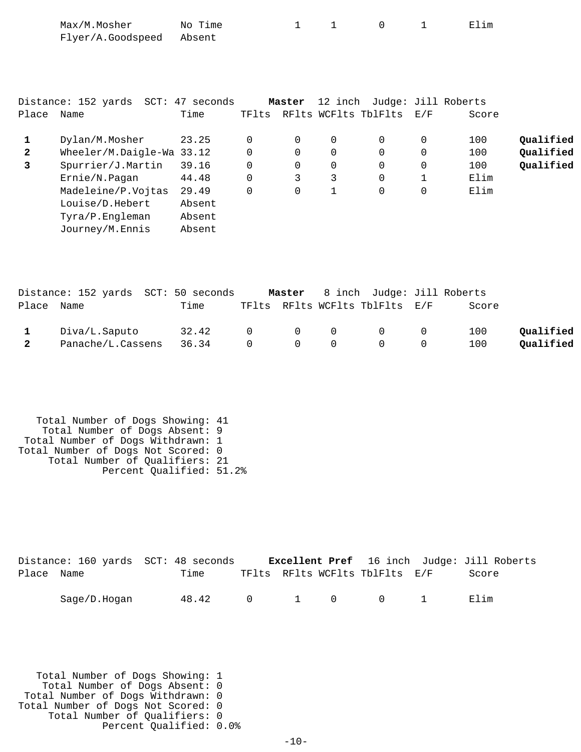| Place | Name | Time | TFlts | RFlts | WCFlts | TblFlts | E/F | Score | |
|---|---|---|---|---|---|---|---|---|---|
| | Max/M.Mosher | No Time | | 1 | 1 | 0 | 1 | Elim | |
| | Flyer/A.Goodspeed | Absent | | | | | | | |

Distance: 152 yards SCT: 47 seconds **Master** 12 inch Judge: Jill Roberts

| Place | Name | Time | TFlts | RFlts | WCFlts | TblFlts | E/F | Score | |
|---|---|---|---|---|---|---|---|---|---|
| **1** | Dylan/M.Mosher | 23.25 | 0 | 0 | 0 | 0 | 0 | 100 | **Qualified** |
| **2** | Wheeler/M.Daigle-Wa | 33.12 | 0 | 0 | 0 | 0 | 0 | 100 | **Qualified** |
| **3** | Spurrier/J.Martin | 39.16 | 0 | 0 | 0 | 0 | 0 | 100 | **Qualified** |
| | Ernie/N.Pagan | 44.48 | 0 | 3 | 3 | 0 | 1 | Elim | |
| | Madeleine/P.Vojtas | 29.49 | 0 | 0 | 1 | 0 | 0 | Elim | |
| | Louise/D.Hebert | Absent | | | | | | | |
| | Tyra/P.Engleman | Absent | | | | | | | |
| | Journey/M.Ennis | Absent | | | | | | | |

Distance: 152 yards SCT: 50 seconds **Master** 8 inch Judge: Jill Roberts

| Place | Name | Time | TFlts | RFlts | WCFlts | TblFlts | E/F | Score | |
|---|---|---|---|---|---|---|---|---|---|
| **1** | Diva/L.Saputo | 32.42 | 0 | 0 | 0 | 0 | 0 | 100 | **Qualified** |
| **2** | Panache/L.Cassens | 36.34 | 0 | 0 | 0 | 0 | 0 | 100 | **Qualified** |

Total Number of Dogs Showing: 41
Total Number of Dogs Absent: 9
Total Number of Dogs Withdrawn: 1
Total Number of Dogs Not Scored: 0
Total Number of Qualifiers: 21
Percent Qualified: 51.2%

Distance: 160 yards SCT: 48 seconds **Excellent Pref** 16 inch Judge: Jill Roberts

| Place | Name | Time | TFlts | RFlts | WCFlts | TblFlts | E/F | Score |
|---|---|---|---|---|---|---|---|---|
| | Sage/D.Hogan | 48.42 | 0 | 1 | 0 | 0 | 1 | Elim |

Total Number of Dogs Showing: 1
Total Number of Dogs Absent: 0
Total Number of Dogs Withdrawn: 0
Total Number of Dogs Not Scored: 0
Total Number of Qualifiers: 0
Percent Qualified: 0.0%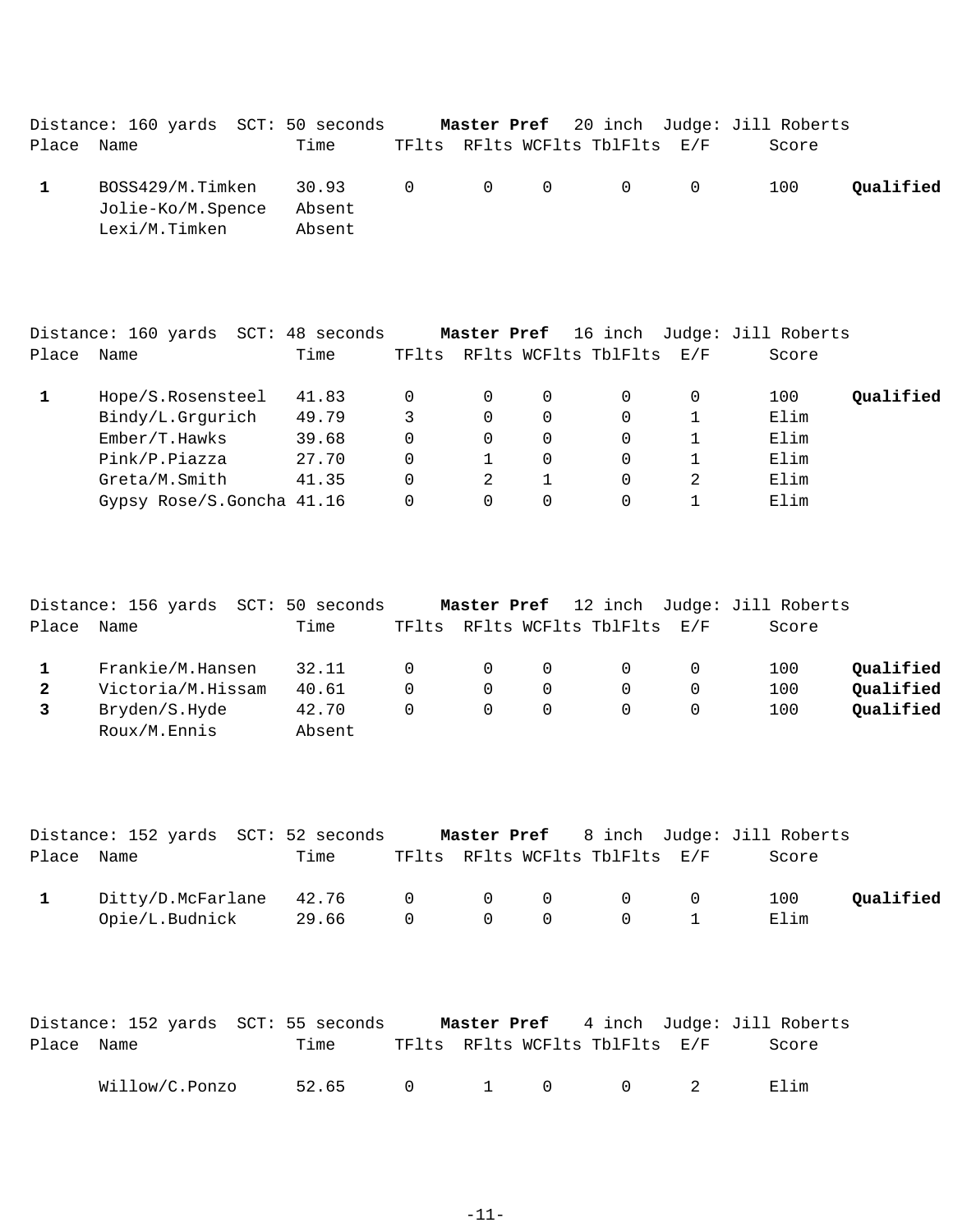Distance: 160 yards SCT: 50 seconds **Master Pref** 20 inch Judge: Jill Roberts

| Place | Name | Time | TFlts | RFlts | WCFlts | TblFlts | E/F | Score | |
|---|---|---|---|---|---|---|---|---|---|
| 1 | BOSS429/M.Timken | 30.93 | 0 | 0 | 0 | 0 | 0 | 100 | **Qualified** |
| | Jolie-Ko/M.Spence | Absent | | | | | | | |
| | Lexi/M.Timken | Absent | | | | | | | |

Distance: 160 yards SCT: 48 seconds **Master Pref** 16 inch Judge: Jill Roberts

| Place | Name | Time | TFlts | RFlts | WCFlts | TblFlts | E/F | Score | |
|---|---|---|---|---|---|---|---|---|---|
| 1 | Hope/S.Rosensteel | 41.83 | 0 | 0 | 0 | 0 | 0 | 100 | **Qualified** |
| | Bindy/L.Grgurich | 49.79 | 3 | 0 | 0 | 0 | 1 | Elim | |
| | Ember/T.Hawks | 39.68 | 0 | 0 | 0 | 0 | 1 | Elim | |
| | Pink/P.Piazza | 27.70 | 0 | 1 | 0 | 0 | 1 | Elim | |
| | Greta/M.Smith | 41.35 | 0 | 2 | 1 | 0 | 2 | Elim | |
| | Gypsy Rose/S.Goncha | 41.16 | 0 | 0 | 0 | 0 | 1 | Elim | |

Distance: 156 yards SCT: 50 seconds **Master Pref** 12 inch Judge: Jill Roberts

| Place | Name | Time | TFlts | RFlts | WCFlts | TblFlts | E/F | Score | |
|---|---|---|---|---|---|---|---|---|---|
| 1 | Frankie/M.Hansen | 32.11 | 0 | 0 | 0 | 0 | 0 | 100 | **Qualified** |
| 2 | Victoria/M.Hissam | 40.61 | 0 | 0 | 0 | 0 | 0 | 100 | **Qualified** |
| 3 | Bryden/S.Hyde | 42.70 | 0 | 0 | 0 | 0 | 0 | 100 | **Qualified** |
| | Roux/M.Ennis | Absent | | | | | | | |

Distance: 152 yards SCT: 52 seconds **Master Pref** 8 inch Judge: Jill Roberts

| Place | Name | Time | TFlts | RFlts | WCFlts | TblFlts | E/F | Score | |
|---|---|---|---|---|---|---|---|---|---|
| 1 | Ditty/D.McFarlane | 42.76 | 0 | 0 | 0 | 0 | 0 | 100 | **Qualified** |
| | Opie/L.Budnick | 29.66 | 0 | 0 | 0 | 0 | 1 | Elim | |

Distance: 152 yards SCT: 55 seconds **Master Pref** 4 inch Judge: Jill Roberts

| Place | Name | Time | TFlts | RFlts | WCFlts | TblFlts | E/F | Score |
|---|---|---|---|---|---|---|---|---|
| | Willow/C.Ponzo | 52.65 | 0 | 1 | 0 | 0 | 2 | Elim |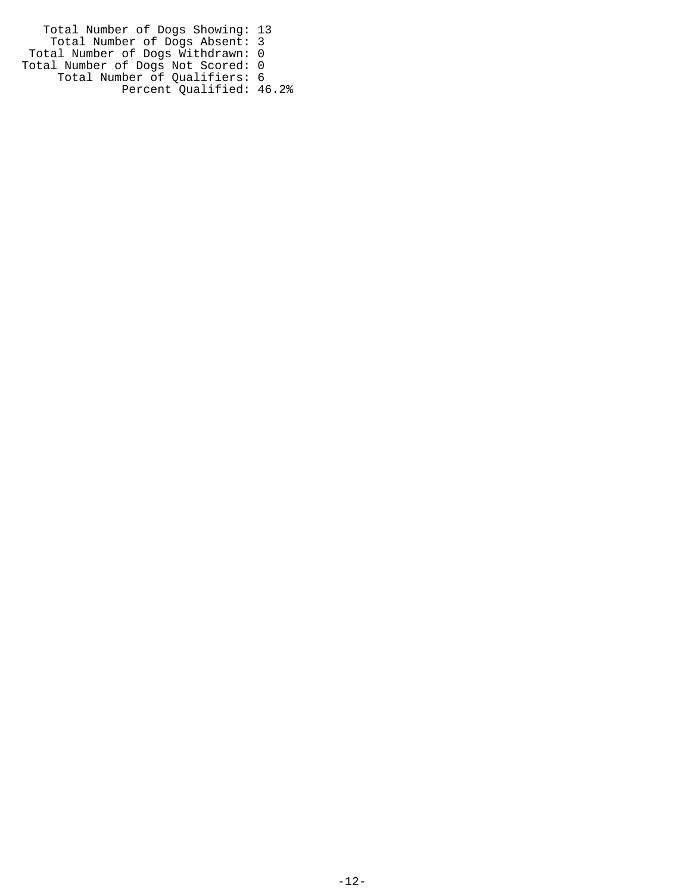```
    Total Number of Dogs Showing: 13
     Total Number of Dogs Absent: 3
  Total Number of Dogs Withdrawn: 0
Total Number of Dogs Not Scored: 0
      Total Number of Qualifiers: 6
               Percent Qualified: 46.2%
```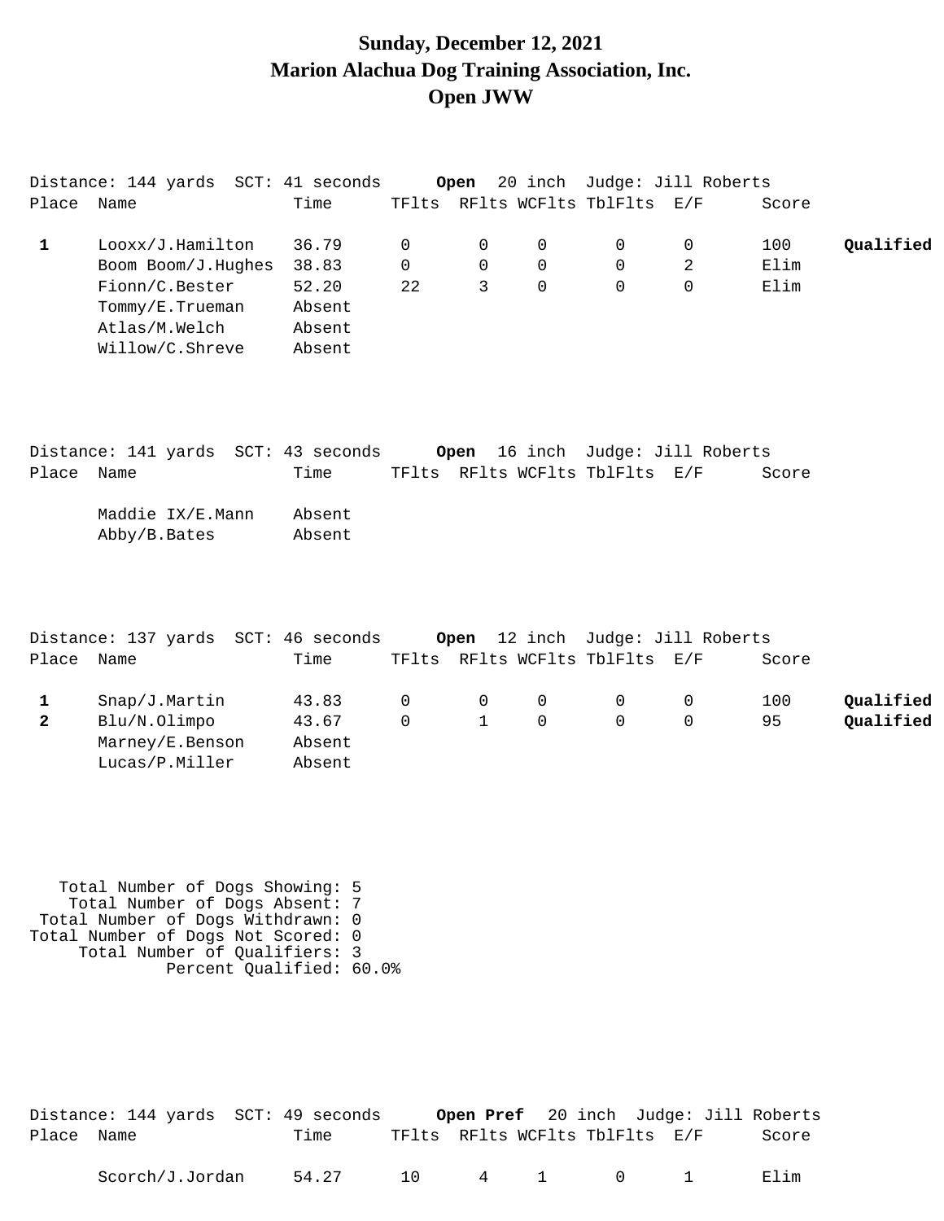# Sunday, December 12, 2021
# Marion Alachua Dog Training Association, Inc.
# Open JWW

Distance: 144 yards SCT: 41 seconds **Open** 20 inch Judge: Jill Roberts

| Place | Name | Time | TFlts | RFlts | WCFlts | TblFlts | E/F | Score | |
|---|---|---|---|---|---|---|---|---|---|
| **1** | Looxx/J.Hamilton | 36.79 | 0 | 0 | 0 | 0 | 0 | 100 | **Qualified** |
| | Boom Boom/J.Hughes | 38.83 | 0 | 0 | 0 | 0 | 2 | Elim | |
| | Fionn/C.Bester | 52.20 | 22 | 3 | 0 | 0 | 0 | Elim | |
| | Tommy/E.Trueman | Absent | | | | | | | |
| | Atlas/M.Welch | Absent | | | | | | | |
| | Willow/C.Shreve | Absent | | | | | | | |

Distance: 141 yards SCT: 43 seconds **Open** 16 inch Judge: Jill Roberts

| Place | Name | Time | TFlts | RFlts | WCFlts | TblFlts | E/F | Score |
|---|---|---|---|---|---|---|---|---|
| | Maddie IX/E.Mann | Absent | | | | | | |
| | Abby/B.Bates | Absent | | | | | | |

Distance: 137 yards SCT: 46 seconds **Open** 12 inch Judge: Jill Roberts

| Place | Name | Time | TFlts | RFlts | WCFlts | TblFlts | E/F | Score | |
|---|---|---|---|---|---|---|---|---|---|
| **1** | Snap/J.Martin | 43.83 | 0 | 0 | 0 | 0 | 0 | 100 | **Qualified** |
| **2** | Blu/N.Olimpo | 43.67 | 0 | 1 | 0 | 0 | 0 | 95 | **Qualified** |
| | Marney/E.Benson | Absent | | | | | | | |
| | Lucas/P.Miller | Absent | | | | | | | |

Total Number of Dogs Showing: 5
Total Number of Dogs Absent: 7
Total Number of Dogs Withdrawn: 0
Total Number of Dogs Not Scored: 0
Total Number of Qualifiers: 3
Percent Qualified: 60.0%

Distance: 144 yards SCT: 49 seconds **Open Pref** 20 inch Judge: Jill Roberts

| Place | Name | Time | TFlts | RFlts | WCFlts | TblFlts | E/F | Score |
|---|---|---|---|---|---|---|---|---|
| | Scorch/J.Jordan | 54.27 | 10 | 4 | 1 | 0 | 1 | Elim |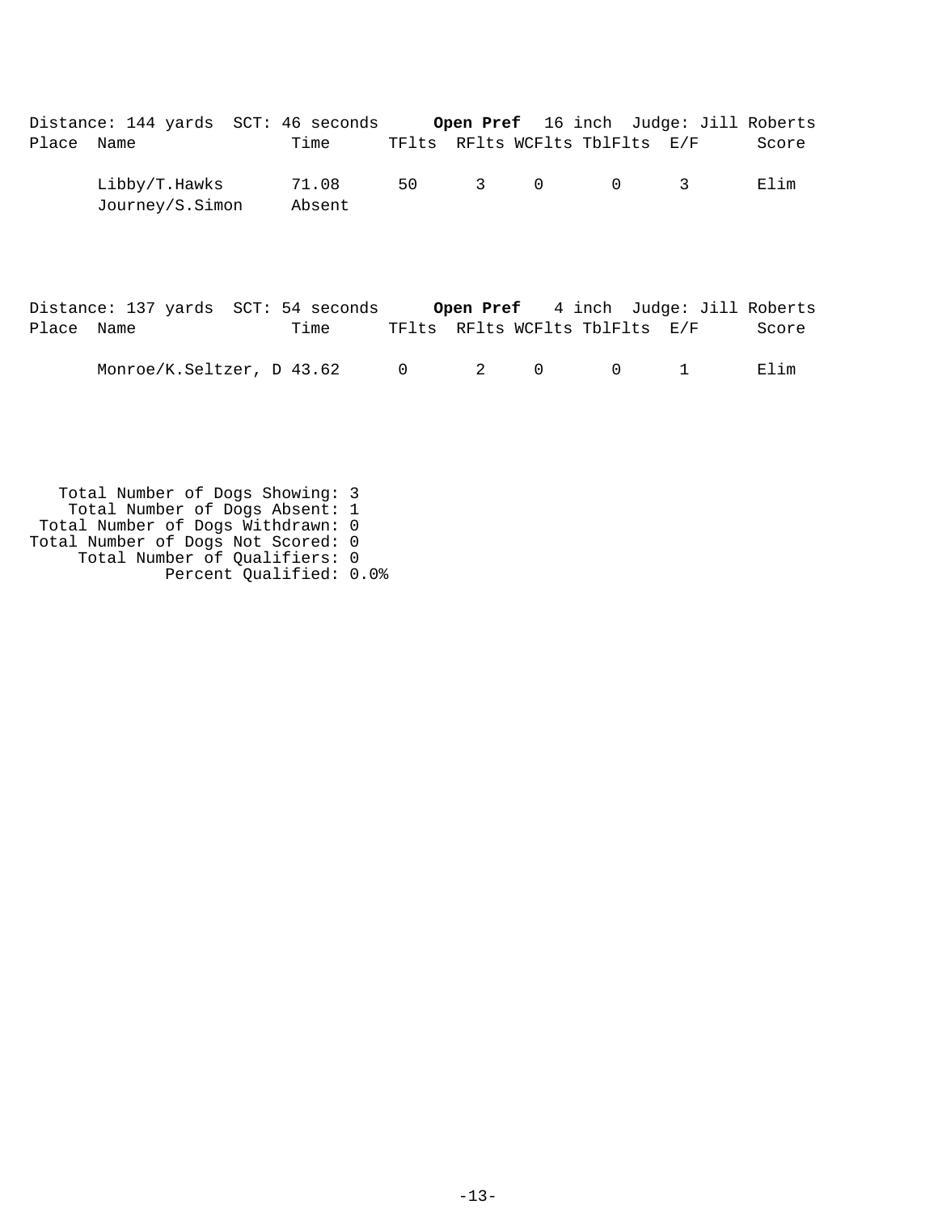Distance: 144 yards SCT: 46 seconds **Open Pref** 16 inch Judge: Jill Roberts

| Place | Name | Time | TFlts | RFlts | WCFlts | TblFlts | E/F | Score |
|---|---|---|---|---|---|---|---|---|
| | Libby/T.Hawks | 71.08 | 50 | 3 | 0 | 0 | 3 | Elim |
| | Journey/S.Simon | Absent | | | | | | |

Distance: 137 yards SCT: 54 seconds **Open Pref** 4 inch Judge: Jill Roberts

| Place | Name | Time | TFlts | RFlts | WCFlts | TblFlts | E/F | Score |
|---|---|---|---|---|---|---|---|---|
| | Monroe/K.Seltzer, D | 43.62 | 0 | 2 | 0 | 0 | 1 | Elim |

Total Number of Dogs Showing: 3
Total Number of Dogs Absent: 1
Total Number of Dogs Withdrawn: 0
Total Number of Dogs Not Scored: 0
Total Number of Qualifiers: 0
Percent Qualified: 0.0%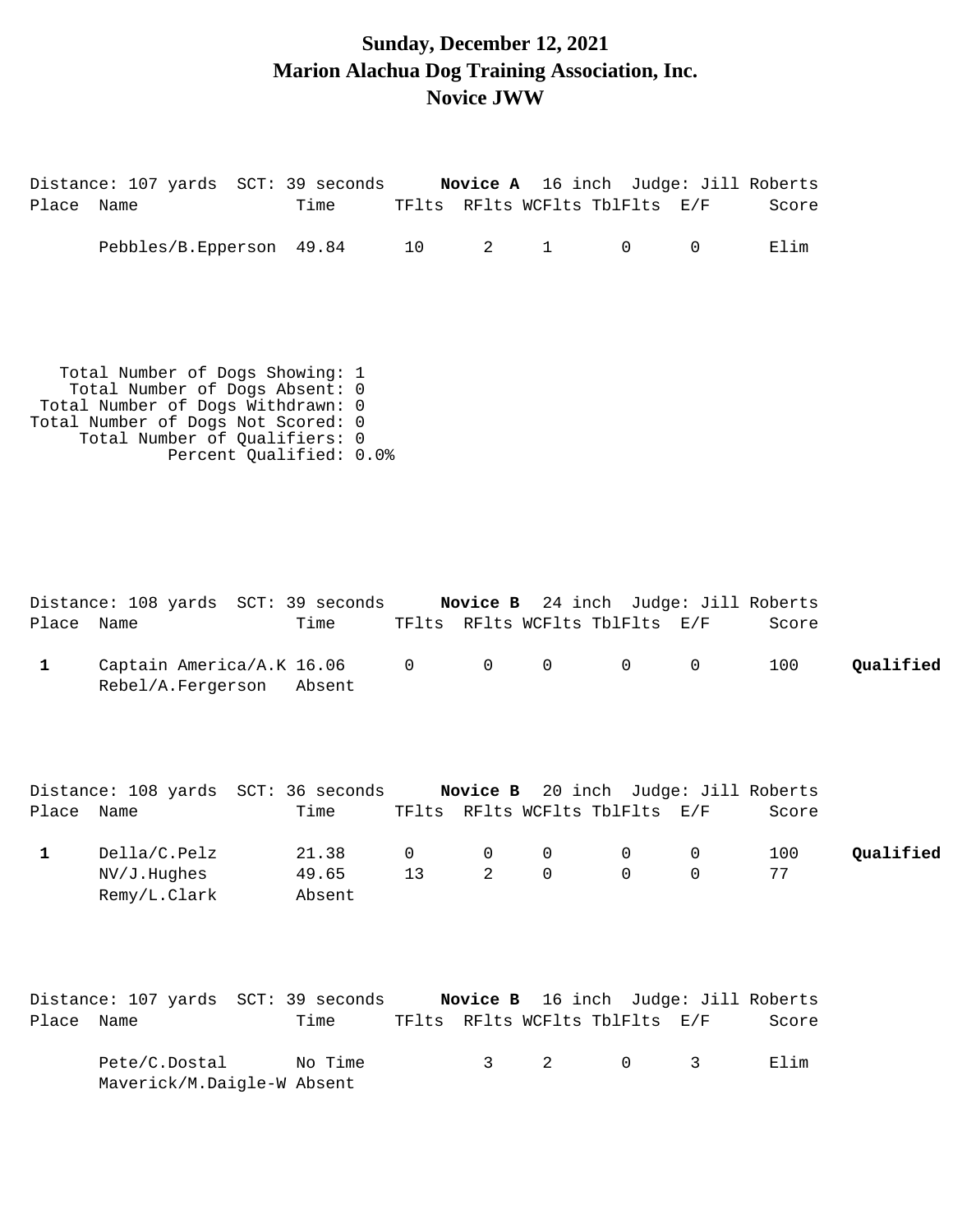# Sunday, December 12, 2021
# Marion Alachua Dog Training Association, Inc.
# Novice JWW

Distance: 107 yards SCT: 39 seconds **Novice A** 16 inch Judge: Jill Roberts

| Place | Name | Time | TFlts | RFlts | WCFlts | TblFlts | E/F | Score | |
|---|---|---|---|---|---|---|---|---|---|
| | Pebbles/B.Epperson | 49.84 | 10 | 2 | 1 | 0 | 0 | Elim | |

Total Number of Dogs Showing: 1
Total Number of Dogs Absent: 0
Total Number of Dogs Withdrawn: 0
Total Number of Dogs Not Scored: 0
Total Number of Qualifiers: 0
Percent Qualified: 0.0%

Distance: 108 yards SCT: 39 seconds **Novice B** 24 inch Judge: Jill Roberts

| Place | Name | Time | TFlts | RFlts | WCFlts | TblFlts | E/F | Score | |
|---|---|---|---|---|---|---|---|---|---|
| 1 | Captain America/A.K | 16.06 | 0 | 0 | 0 | 0 | 0 | 100 | **Qualified** |
| | Rebel/A.Fergerson | Absent | | | | | | | |

Distance: 108 yards SCT: 36 seconds **Novice B** 20 inch Judge: Jill Roberts

| Place | Name | Time | TFlts | RFlts | WCFlts | TblFlts | E/F | Score | |
|---|---|---|---|---|---|---|---|---|---|
| 1 | Della/C.Pelz | 21.38 | 0 | 0 | 0 | 0 | 0 | 100 | **Qualified** |
| | NV/J.Hughes | 49.65 | 13 | 2 | 0 | 0 | 0 | 77 | |
| | Remy/L.Clark | Absent | | | | | | | |

Distance: 107 yards SCT: 39 seconds **Novice B** 16 inch Judge: Jill Roberts

| Place | Name | Time | TFlts | RFlts | WCFlts | TblFlts | E/F | Score | |
|---|---|---|---|---|---|---|---|---|---|
| | Pete/C.Dostal | No Time | | 3 | 2 | 0 | 3 | Elim | |
| | Maverick/M.Daigle-W | Absent | | | | | | | |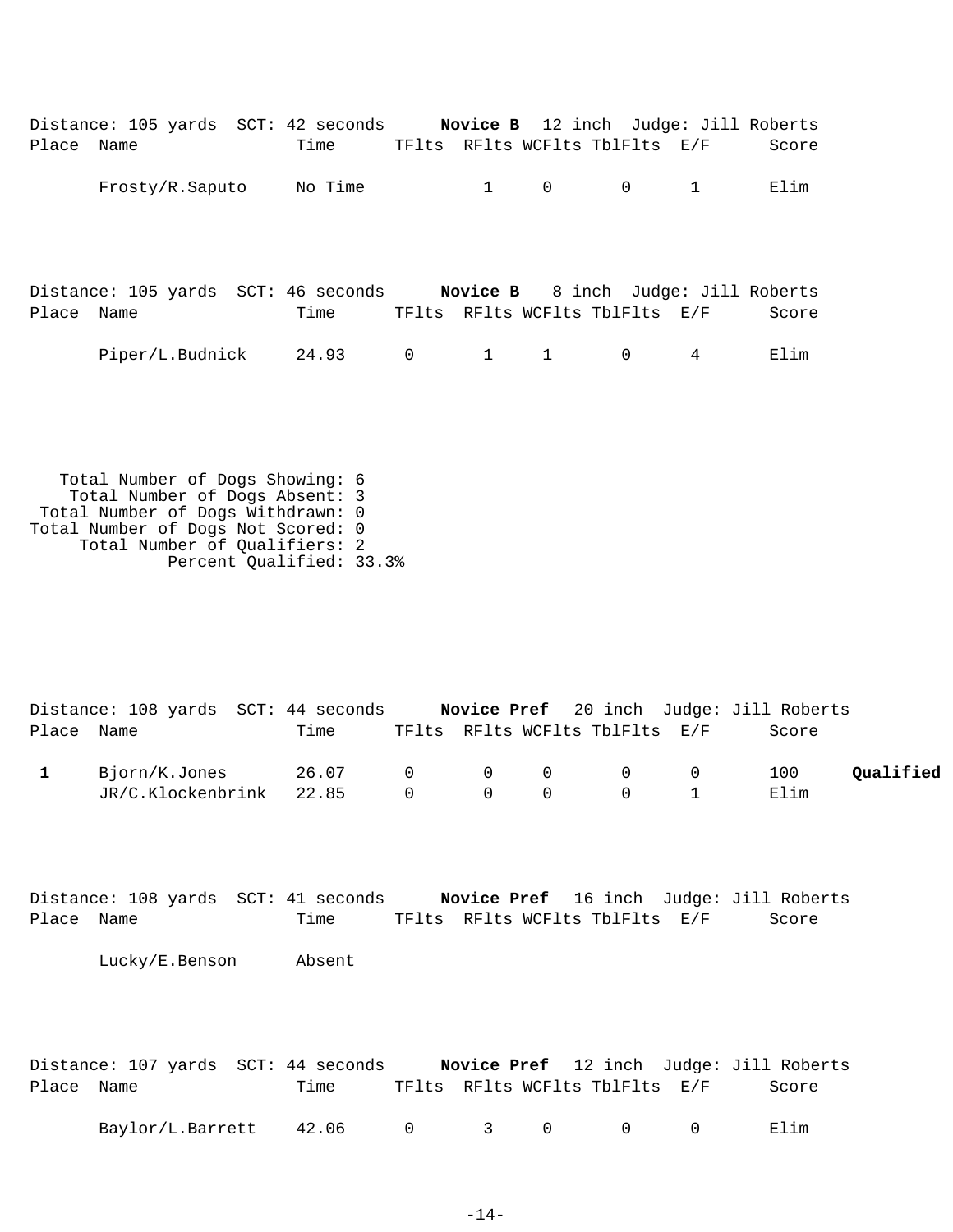Distance: 105 yards  SCT: 42 seconds  **Novice B**  12 inch  Judge: Jill Roberts

| Place | Name | Time | TFlts | RFlts | WCFlts | TblFlts | E/F | Score | |
|---|---|---|---|---|---|---|---|---|---|
| | Frosty/R.Saputo | No Time | | 1 | 0 | 0 | 1 | Elim | |

Distance: 105 yards  SCT: 46 seconds  **Novice B**  8 inch  Judge: Jill Roberts

| Place | Name | Time | TFlts | RFlts | WCFlts | TblFlts | E/F | Score | |
|---|---|---|---|---|---|---|---|---|---|
| | Piper/L.Budnick | 24.93 | 0 | 1 | 1 | 0 | 4 | Elim | |

Total Number of Dogs Showing: 6
Total Number of Dogs Absent: 3
Total Number of Dogs Withdrawn: 0
Total Number of Dogs Not Scored: 0
Total Number of Qualifiers: 2
Percent Qualified: 33.3%

Distance: 108 yards  SCT: 44 seconds  **Novice Pref**  20 inch  Judge: Jill Roberts

| Place | Name | Time | TFlts | RFlts | WCFlts | TblFlts | E/F | Score | |
|---|---|---|---|---|---|---|---|---|---|
| **1** | Bjorn/K.Jones | 26.07 | 0 | 0 | 0 | 0 | 0 | 100 | **Qualified** |
| | JR/C.Klockenbrink | 22.85 | 0 | 0 | 0 | 0 | 1 | Elim | |

Distance: 108 yards  SCT: 41 seconds  **Novice Pref**  16 inch  Judge: Jill Roberts

| Place | Name | Time | TFlts | RFlts | WCFlts | TblFlts | E/F | Score | |
|---|---|---|---|---|---|---|---|---|---|
| | Lucky/E.Benson | Absent | | | | | | | |

Distance: 107 yards  SCT: 44 seconds  **Novice Pref**  12 inch  Judge: Jill Roberts

| Place | Name | Time | TFlts | RFlts | WCFlts | TblFlts | E/F | Score | |
|---|---|---|---|---|---|---|---|---|---|
| | Baylor/L.Barrett | 42.06 | 0 | 3 | 0 | 0 | 0 | Elim | |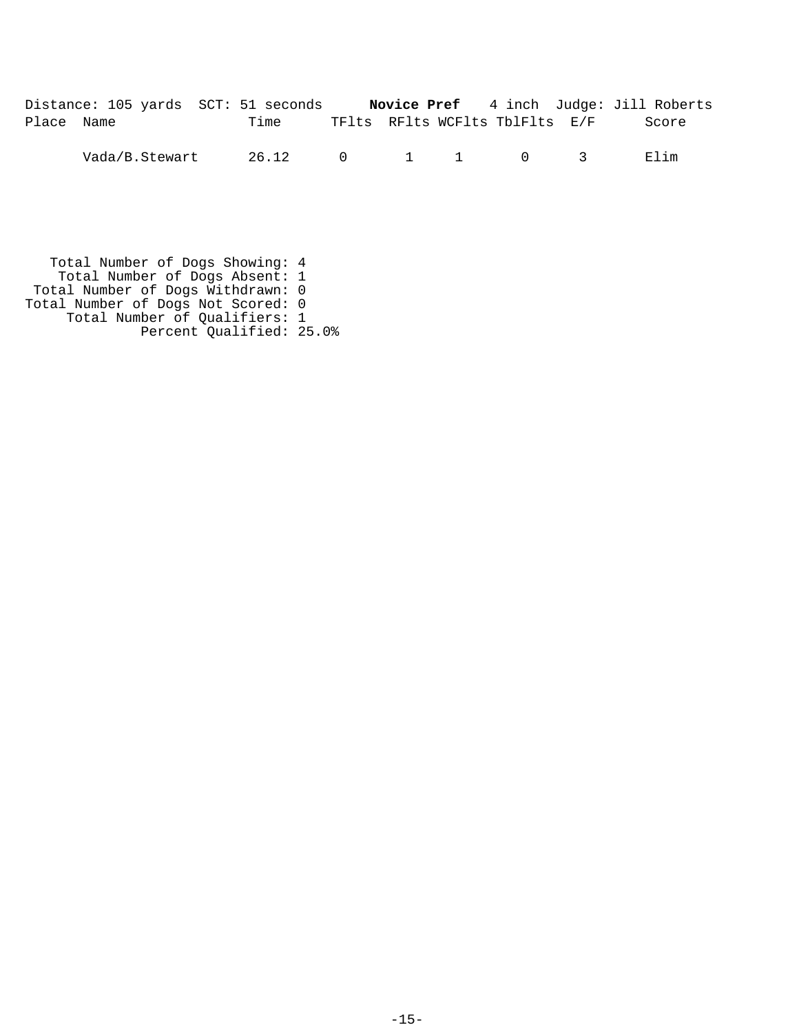Distance: 105 yards SCT: 51 seconds **Novice Pref** 4 inch Judge: Jill Roberts

| Place | Name | Time | TFlts | RFlts | WCFlts | TblFlts | E/F | Score |
|---|---|---|---|---|---|---|---|---|
| | Vada/B.Stewart | 26.12 | 0 | 1 | 1 | 0 | 3 | Elim |

Total Number of Dogs Showing: 4
Total Number of Dogs Absent: 1
Total Number of Dogs Withdrawn: 0
Total Number of Dogs Not Scored: 0
Total Number of Qualifiers: 1
Percent Qualified: 25.0%